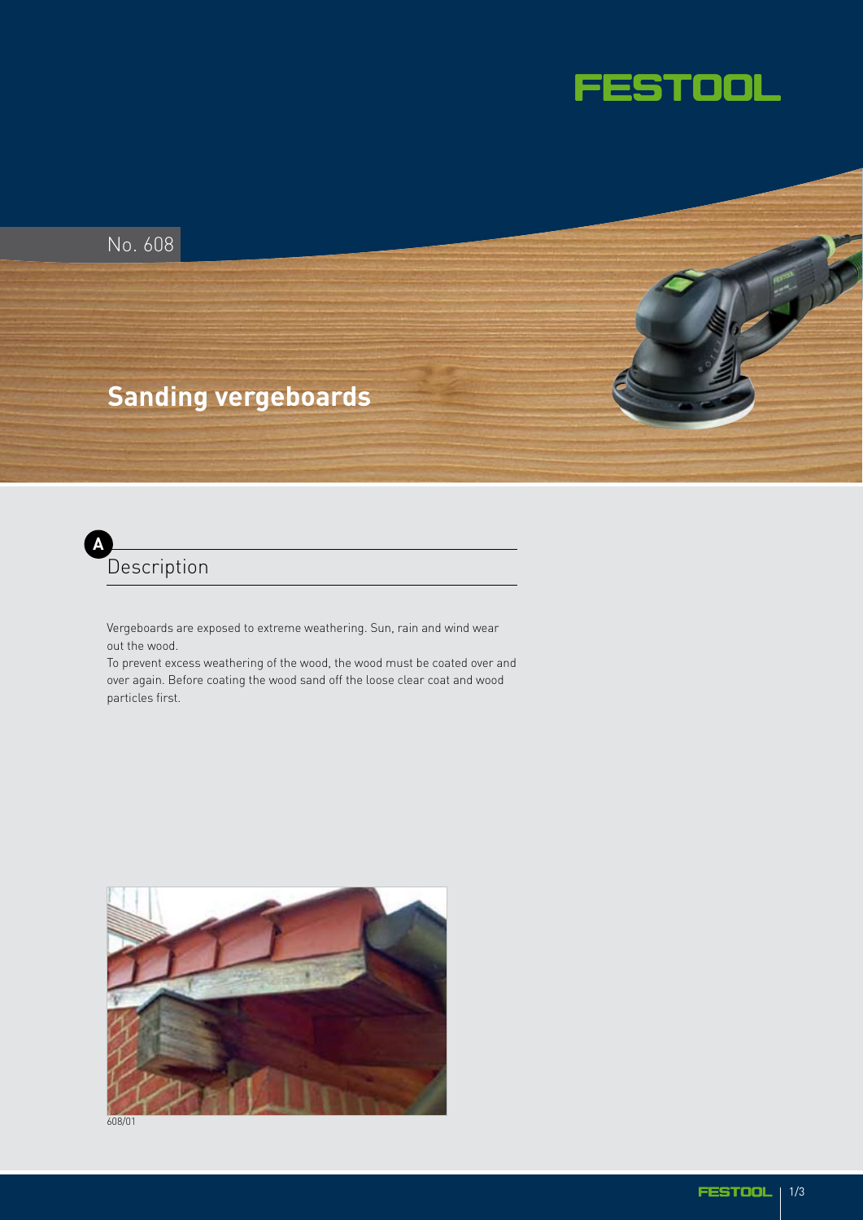No. 608

# Sanding vergeboards

## A Description

Vergeboards are exposed to extreme weathering. Sun, rain and wind wear out the wood.
To prevent excess weathering of the wood, the wood must be coated over and over again. Before coating the wood sand off the loose clear coat and wood particles first.

608/01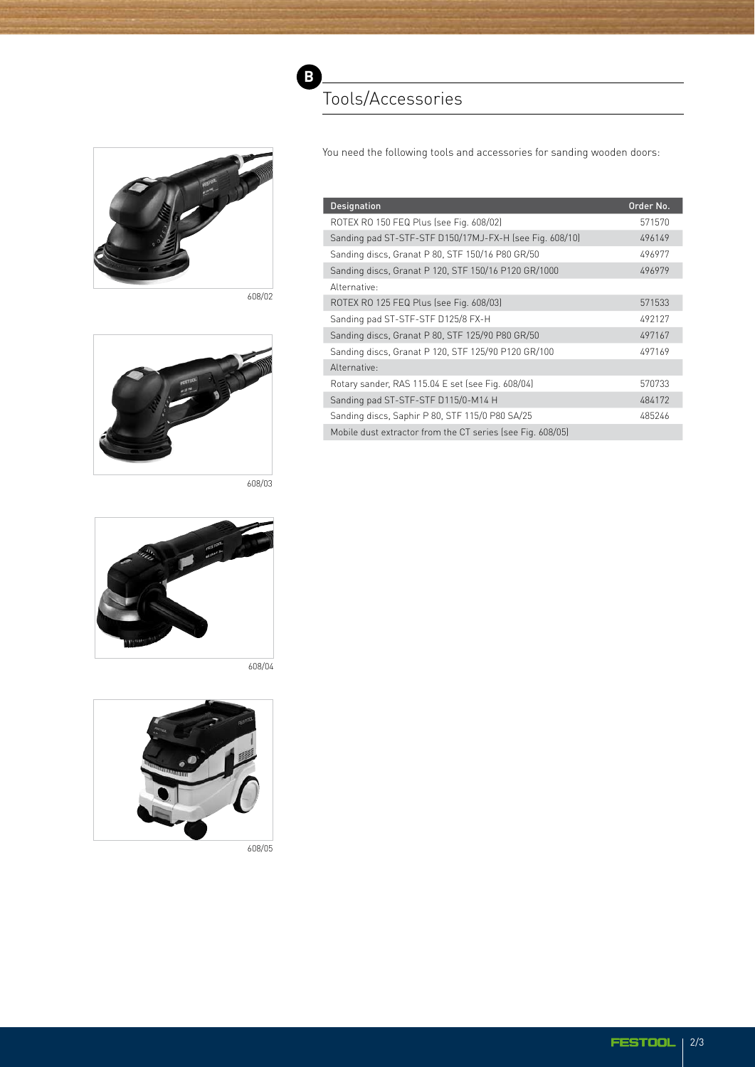## B Tools/Accessories

You need the following tools and accessories for sanding wooden doors:

| Designation | Order No. |
|---|---|
| ROTEX RO 150 FEQ Plus (see Fig. 608/02) | 571570 |
| Sanding pad ST-STF-STF D150/17MJ-FX-H (see Fig. 608/10) | 496149 |
| Sanding discs, Granat P 80, STF 150/16 P80 GR/50 | 496977 |
| Sanding discs, Granat P 120, STF 150/16 P120 GR/1000 | 496979 |
| Alternative: | |
| ROTEX RO 125 FEQ Plus (see Fig. 608/03) | 571533 |
| Sanding pad ST-STF-STF D125/8 FX-H | 492127 |
| Sanding discs, Granat P 80, STF 125/90 P80 GR/50 | 497167 |
| Sanding discs, Granat P 120, STF 125/90 P120 GR/100 | 497169 |
| Alternative: | |
| Rotary sander, RAS 115.04 E set (see Fig. 608/04) | 570733 |
| Sanding pad ST-STF-STF D115/0-M14 H | 484172 |
| Sanding discs, Saphir P 80, STF 115/0 P80 SA/25 | 485246 |
| Mobile dust extractor from the CT series (see Fig. 608/05) | |

608/02

608/03

608/04

608/05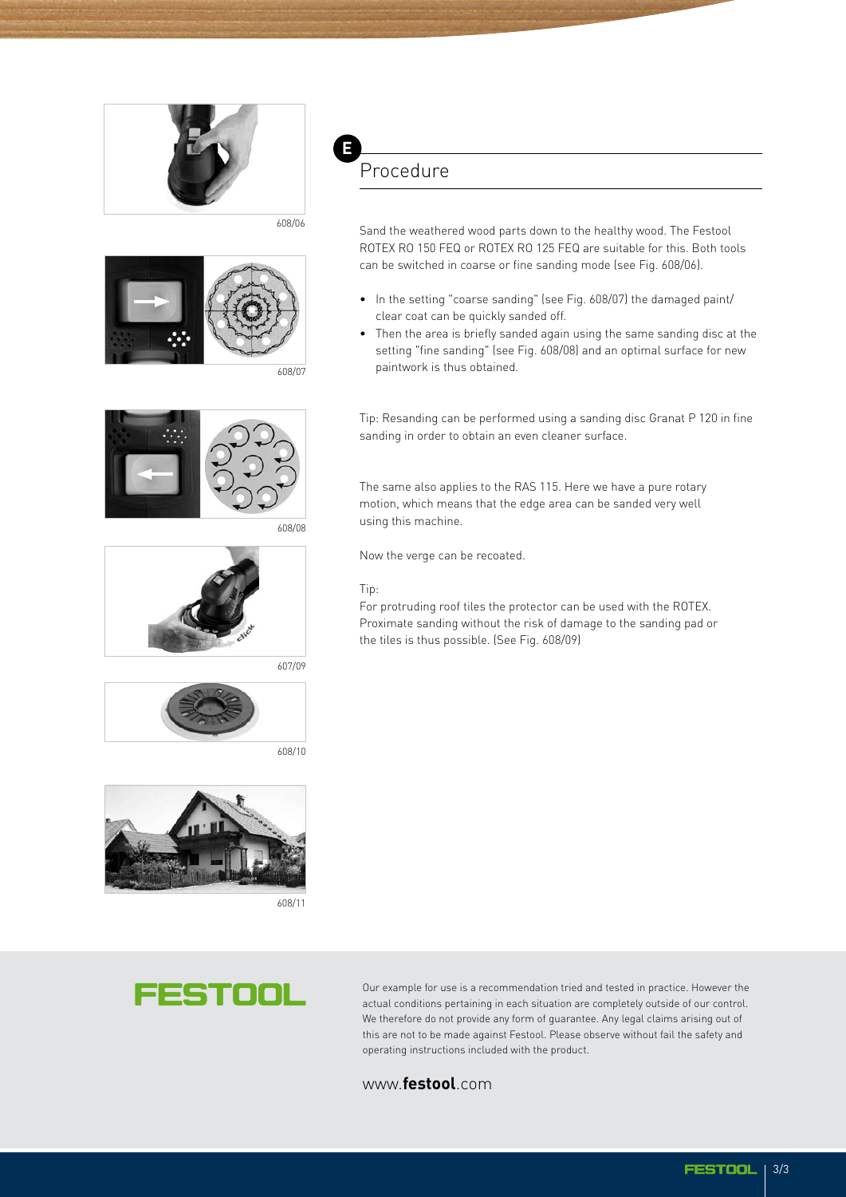608/06

608/07

608/08

607/09

608/10

608/11

## E Procedure

Sand the weathered wood parts down to the healthy wood. The Festool ROTEX RO 150 FEQ or ROTEX RO 125 FEQ are suitable for this. Both tools can be switched in coarse or fine sanding mode (see Fig. 608/06).

- In the setting "coarse sanding" (see Fig. 608/07) the damaged paint/ clear coat can be quickly sanded off.
- Then the area is briefly sanded again using the same sanding disc at the setting "fine sanding" (see Fig. 608/08) and an optimal surface for new paintwork is thus obtained.

Tip: Resanding can be performed using a sanding disc Granat P 120 in fine sanding in order to obtain an even cleaner surface.

The same also applies to the RAS 115. Here we have a pure rotary motion, which means that the edge area can be sanded very well using this machine.

Now the verge can be recoated.

Tip:
For protruding roof tiles the protector can be used with the ROTEX. Proximate sanding without the risk of damage to the sanding pad or the tiles is thus possible. (See Fig. 608/09)

FESTOOL

Our example for use is a recommendation tried and tested in practice. However the actual conditions pertaining in each situation are completely outside of our control. We therefore do not provide any form of guarantee. Any legal claims arising out of this are not to be made against Festool. Please observe without fail the safety and operating instructions included with the product.

www.**festool**.com